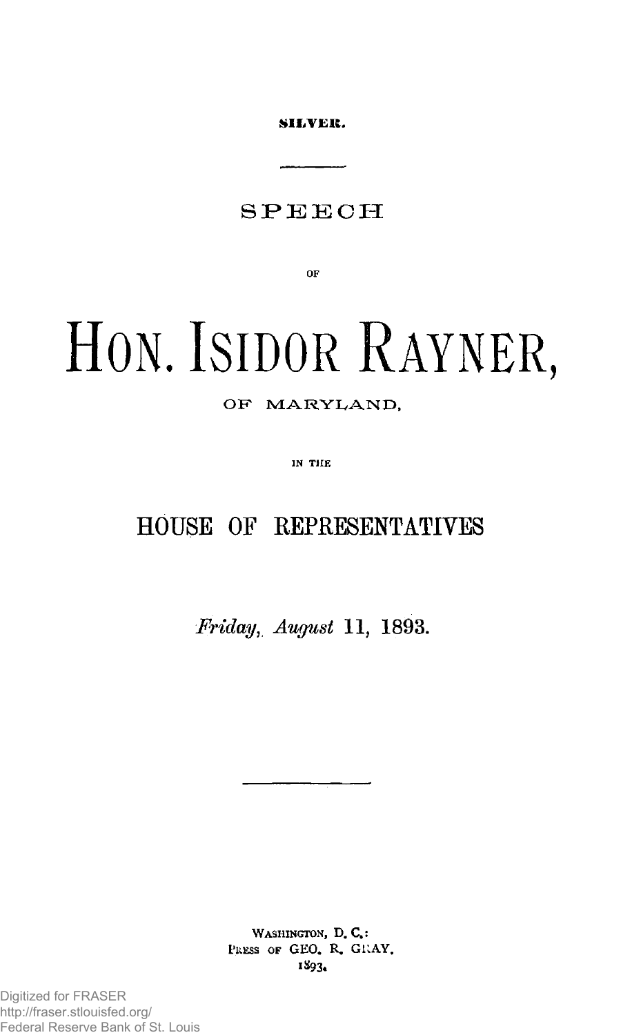**SILVER.**

---

# SPEECH

OF

# HON. ISIDOR RAYNER,

## OF MARYLAND,

IN THE

## HOUSE OF REPRESENTATIVES

*Friday, August* 11, 1893.

---

WASHINGTON, D. C.:
PRESS OF GEO. R. GRAY.
1893.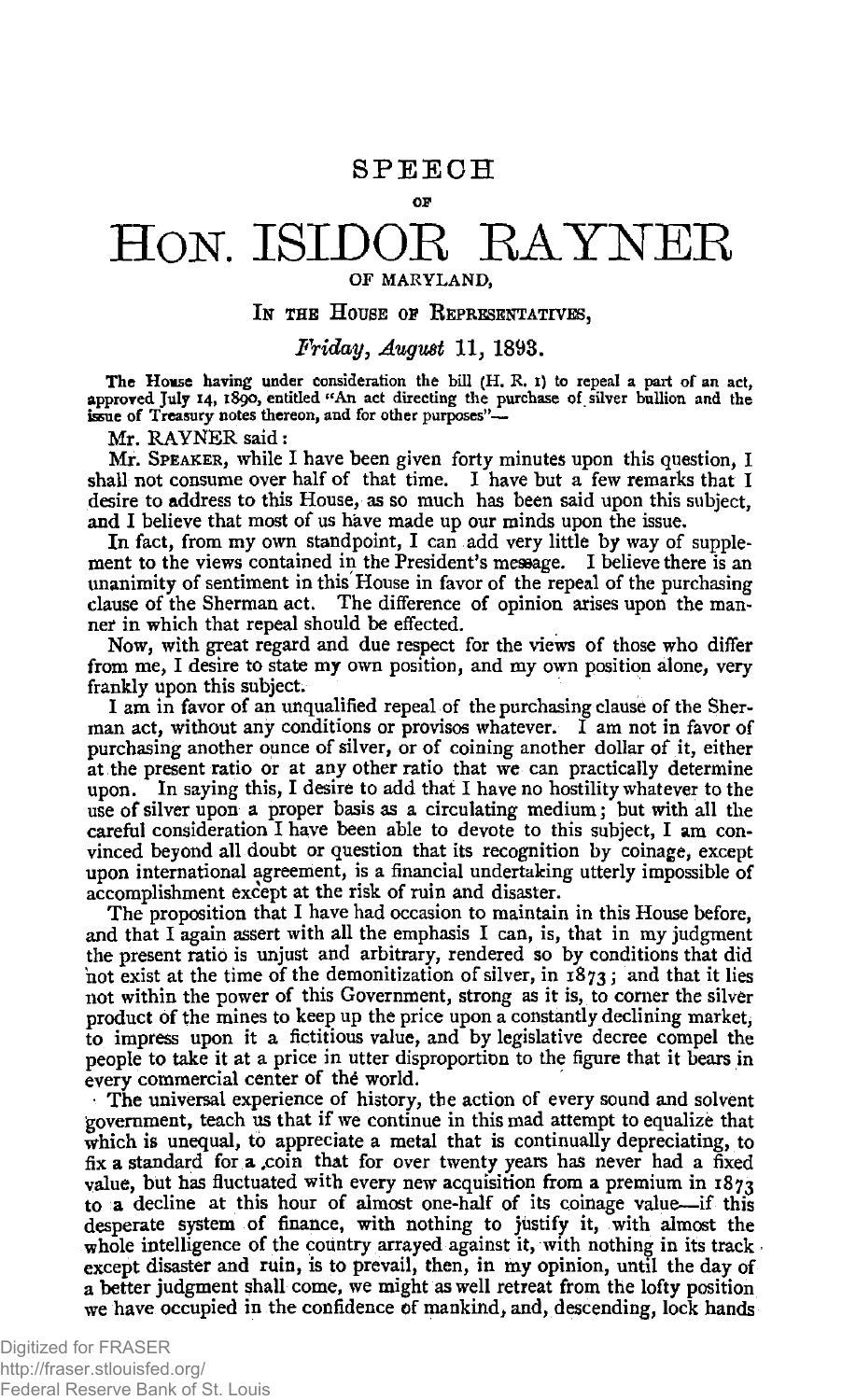# SPEECH

OF

# HON. ISIDOR RAYNER

OF MARYLAND,

IN THE HOUSE OF REPRESENTATIVES,

*Friday, August* 11, 1893.

The House having under consideration the bill (H. R. 1) to repeal a part of an act, approved July 14, 1890, entitled "An act directing the purchase of silver bullion and the issue of Treasury notes thereon, and for other purposes"—

Mr. RAYNER said:

Mr. SPEAKER, while I have been given forty minutes upon this question, I shall not consume over half of that time. I have but a few remarks that I desire to address to this House, as so much has been said upon this subject, and I believe that most of us have made up our minds upon the issue.

In fact, from my own standpoint, I can add very little by way of supplement to the views contained in the President's message. I believe there is an unanimity of sentiment in this House in favor of the repeal of the purchasing clause of the Sherman act. The difference of opinion arises upon the manner in which that repeal should be effected.

Now, with great regard and due respect for the views of those who differ from me, I desire to state my own position, and my own position alone, very frankly upon this subject.

I am in favor of an unqualified repeal of the purchasing clause of the Sherman act, without any conditions or provisos whatever. I am not in favor of purchasing another ounce of silver, or of coining another dollar of it, either at the present ratio or at any other ratio that we can practically determine upon. In saying this, I desire to add that I have no hostility whatever to the use of silver upon a proper basis as a circulating medium; but with all the careful consideration I have been able to devote to this subject, I am convinced beyond all doubt or question that its recognition by coinage, except upon international agreement, is a financial undertaking utterly impossible of accomplishment except at the risk of ruin and disaster.

The proposition that I have had occasion to maintain in this House before, and that I again assert with all the emphasis I can, is, that in my judgment the present ratio is unjust and arbitrary, rendered so by conditions that did not exist at the time of the demonitization of silver, in 1873; and that it lies not within the power of this Government, strong as it is, to corner the silver product of the mines to keep up the price upon a constantly declining market, to impress upon it a fictitious value, and by legislative decree compel the people to take it at a price in utter disproportion to the figure that it bears in every commercial center of the world.

The universal experience of history, the action of every sound and solvent government, teach us that if we continue in this mad attempt to equalize that which is unequal, to appreciate a metal that is continually depreciating, to fix a standard for a coin that for over twenty years has never had a fixed value, but has fluctuated with every new acquisition from a premium in 1873 to a decline at this hour of almost one-half of its coinage value—if this desperate system of finance, with nothing to justify it, with almost the whole intelligence of the country arrayed against it, with nothing in its track except disaster and ruin, is to prevail, then, in my opinion, until the day of a better judgment shall come, we might as well retreat from the lofty position we have occupied in the confidence of mankind, and, descending, lock hands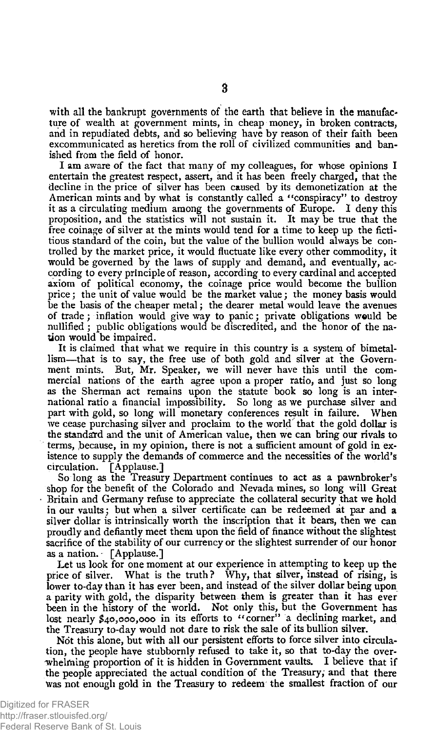with all the bankrupt governments of the earth that believe in the manufacture of wealth at government mints, in cheap money, in broken contracts, and in repudiated debts, and so believing have by reason of their faith been excommunicated as heretics from the roll of civilized communities and banished from the field of honor.

I am aware of the fact that many of my colleagues, for whose opinions I entertain the greatest respect, assert, and it has been freely charged, that the decline in the price of silver has been caused by its demonetization at the American mints and by what is constantly called a "conspiracy" to destroy it as a circulating medium among the governments of Europe. I deny this proposition, and the statistics will not sustain it. It may be true that the free coinage of silver at the mints would tend for a time to keep up the fictitious standard of the coin, but the value of the bullion would always be controlled by the market price, it would fluctuate like every other commodity, it would be governed by the laws of supply and demand, and eventually, according to every principle of reason, according to every cardinal and accepted axiom of political economy, the coinage price would become the bullion price; the unit of value would be the market value; the money basis would be the basis of the cheaper metal; the dearer metal would leave the avenues of trade; inflation would give way to panic; private obligations would be nullified; public obligations would be discredited, and the honor of the nation would be impaired.

It is claimed that what we require in this country is a system of bimetallism—that is to say, the free use of both gold and silver at the Government mints. But, Mr. Speaker, we will never have this until the commercial nations of the earth agree upon a proper ratio, and just so long as the Sherman act remains upon the statute book so long is an international ratio a financial impossibility. So long as we purchase silver and part with gold, so long will monetary conferences result in failure. When we cease purchasing silver and proclaim to the world that the gold dollar is the standard and the unit of American value, then we can bring our rivals to terms, because, in my opinion, there is not a sufficient amount of gold in existence to supply the demands of commerce and the necessities of the world's circulation. [Applause.]

So long as the Treasury Department continues to act as a pawnbroker's shop for the benefit of the Colorado and Nevada mines, so long will Great Britain and Germany refuse to appreciate the collateral security that we hold in our vaults; but when a silver certificate can be redeemed at par and a silver dollar is intrinsically worth the inscription that it bears, then we can proudly and defiantly meet them upon the field of finance without the slightest sacrifice of the stability of our currency or the slightest surrender of our honor as a nation. [Applause.]

Let us look for one moment at our experience in attempting to keep up the price of silver. What is the truth? Why, that silver, instead of rising, is lower to-day than it has ever been, and instead of the silver dollar being upon a parity with gold, the disparity between them is greater than it has ever been in the history of the world. Not only this, but the Government has lost nearly $40,000,000 in its efforts to "corner" a declining market, and the Treasury to-day would not dare to risk the sale of its bullion silver.

Not this alone, but with all our persistent efforts to force silver into circulation, the people have stubbornly refused to take it, so that to-day the overwhelming proportion of it is hidden in Government vaults. I believe that if the people appreciated the actual condition of the Treasury, and that there was not enough gold in the Treasury to redeem the smallest fraction of our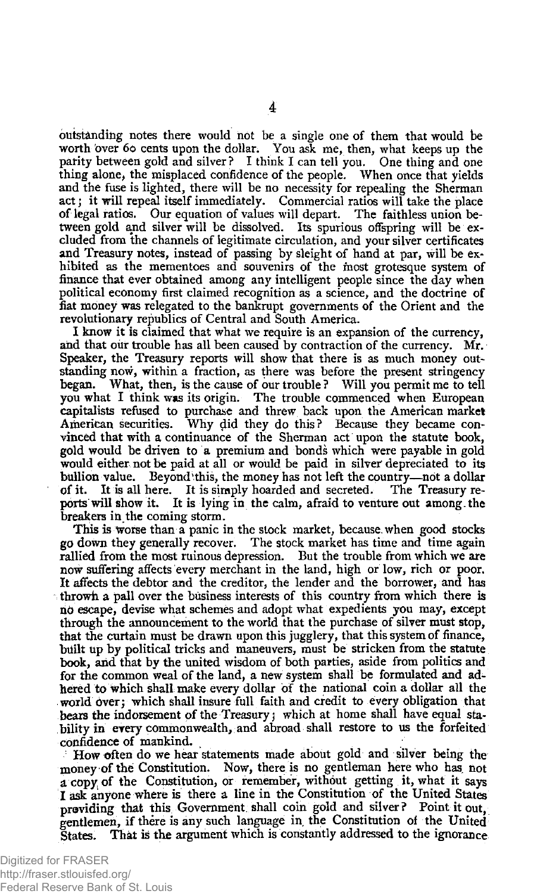outstanding notes there would not be a single one of them that would be worth over 60 cents upon the dollar. You ask me, then, what keeps up the parity between gold and silver? I think I can tell you. One thing and one thing alone, the misplaced confidence of the people. When once that yields and the fuse is lighted, there will be no necessity for repealing the Sherman act; it will repeal itself immediately. Commercial ratios will take the place of legal ratios. Our equation of values will depart. The faithless union between gold and silver will be dissolved. Its spurious offspring will be excluded from the channels of legitimate circulation, and your silver certificates and Treasury notes, instead of passing by sleight of hand at par, will be exhibited as the mementoes and souvenirs of the most grotesque system of finance that ever obtained among any intelligent people since the day when political economy first claimed recognition as a science, and the doctrine of fiat money was relegated to the bankrupt governments of the Orient and the revolutionary republics of Central and South America.

I know it is claimed that what we require is an expansion of the currency, and that our trouble has all been caused by contraction of the currency. Mr. Speaker, the Treasury reports will show that there is as much money outstanding now, within a fraction, as there was before the present stringency began. What, then, is the cause of our trouble? Will you permit me to tell you what I think was its origin. The trouble commenced when European capitalists refused to purchase and threw back upon the American market American securities. Why did they do this? Because they became convinced that with a continuance of the Sherman act upon the statute book, gold would be driven to a premium and bonds which were payable in gold would either not be paid at all or would be paid in silver depreciated to its bullion value. Beyond this, the money has not left the country—not a dollar of it. It is all here. It is simply hoarded and secreted. The Treasury reports will show it. It is lying in the calm, afraid to venture out among the breakers in the coming storm.

This is worse than a panic in the stock market, because when good stocks go down they generally recover. The stock market has time and time again rallied from the most ruinous depression. But the trouble from which we are now suffering affects every merchant in the land, high or low, rich or poor. It affects the debtor and the creditor, the lender and the borrower, and has thrown a pall over the business interests of this country from which there is no escape, devise what schemes and adopt what expedients you may, except through the announcement to the world that the purchase of silver must stop, that the curtain must be drawn upon this jugglery, that this system of finance, built up by political tricks and maneuvers, must be stricken from the statute book, and that by the united wisdom of both parties, aside from politics and for the common weal of the land, a new system shall be formulated and adhered to which shall make every dollar of the national coin a dollar all the world over; which shall insure full faith and credit to every obligation that bears the indorsement of the Treasury; which at home shall have equal stability in every commonwealth, and abroad shall restore to us the forfeited confidence of mankind.

How often do we hear statements made about gold and silver being the money of the Constitution. Now, there is no gentleman here who has not a copy of the Constitution, or remember, without getting it, what it says I ask anyone where is there a line in the Constitution of the United States providing that this Government shall coin gold and silver? Point it out, gentlemen, if there is any such language in the Constitution of the United States. That is the argument which is constantly addressed to the ignorance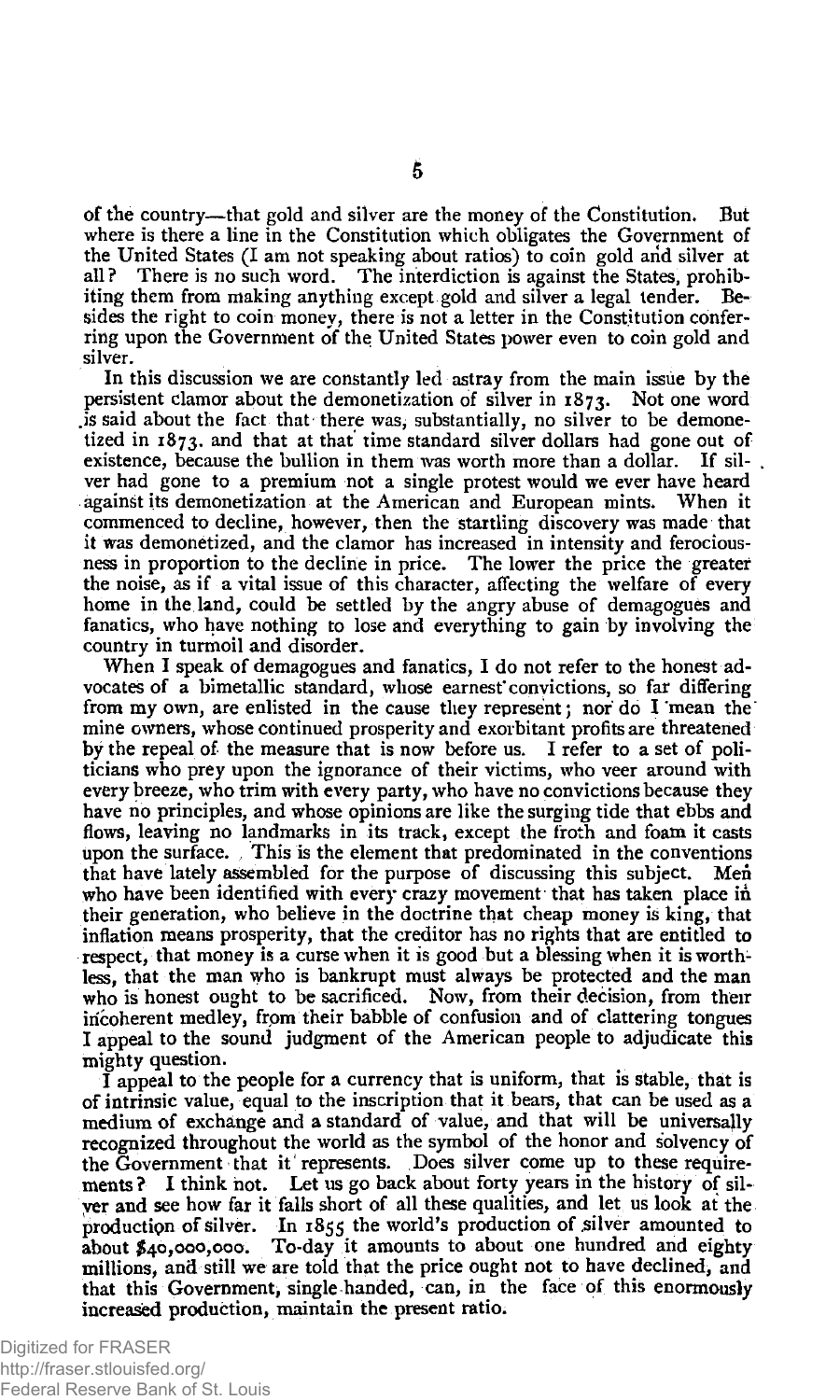of the country—that gold and silver are the money of the Constitution. But where is there a line in the Constitution which obligates the Government of the United States (I am not speaking about ratios) to coin gold and silver at all? There is no such word. The interdiction is against the States, prohibiting them from making anything except gold and silver a legal tender. Besides the right to coin money, there is not a letter in the Constitution conferring upon the Government of the United States power even to coin gold and silver.

In this discussion we are constantly led astray from the main issue by the persistent clamor about the demonetization of silver in 1873. Not one word is said about the fact that there was, substantially, no silver to be demonetized in 1873. and that at that time standard silver dollars had gone out of existence, because the bullion in them was worth more than a dollar. If silver had gone to a premium not a single protest would we ever have heard against its demonetization at the American and European mints. When it commenced to decline, however, then the startling discovery was made that it was demonetized, and the clamor has increased in intensity and ferociousness in proportion to the decline in price. The lower the price the greater the noise, as if a vital issue of this character, affecting the welfare of every home in the land, could be settled by the angry abuse of demagogues and fanatics, who have nothing to lose and everything to gain by involving the country in turmoil and disorder.

When I speak of demagogues and fanatics, I do not refer to the honest advocates of a bimetallic standard, whose earnest convictions, so far differing from my own, are enlisted in the cause they represent; nor do I mean the mine owners, whose continued prosperity and exorbitant profits are threatened by the repeal of the measure that is now before us. I refer to a set of politicians who prey upon the ignorance of their victims, who veer around with every breeze, who trim with every party, who have no convictions because they have no principles, and whose opinions are like the surging tide that ebbs and flows, leaving no landmarks in its track, except the froth and foam it casts upon the surface. This is the element that predominated in the conventions that have lately assembled for the purpose of discussing this subject. Men who have been identified with every crazy movement that has taken place in their generation, who believe in the doctrine that cheap money is king, that inflation means prosperity, that the creditor has no rights that are entitled to respect, that money is a curse when it is good but a blessing when it is worthless, that the man who is bankrupt must always be protected and the man who is honest ought to be sacrificed. Now, from their decision, from their incoherent medley, from their babble of confusion and of clattering tongues I appeal to the sound judgment of the American people to adjudicate this mighty question.

I appeal to the people for a currency that is uniform, that is stable, that is of intrinsic value, equal to the inscription that it bears, that can be used as a medium of exchange and a standard of value, and that will be universally recognized throughout the world as the symbol of the honor and solvency of the Government that it represents. Does silver come up to these requirements? I think not. Let us go back about forty years in the history of silver and see how far it falls short of all these qualities, and let us look at the production of silver. In 1855 the world's production of silver amounted to about $40,000,000. To-day it amounts to about one hundred and eighty millions, and still we are told that the price ought not to have declined, and that this Government, single-handed, can, in the face of this enormously increased production, maintain the present ratio.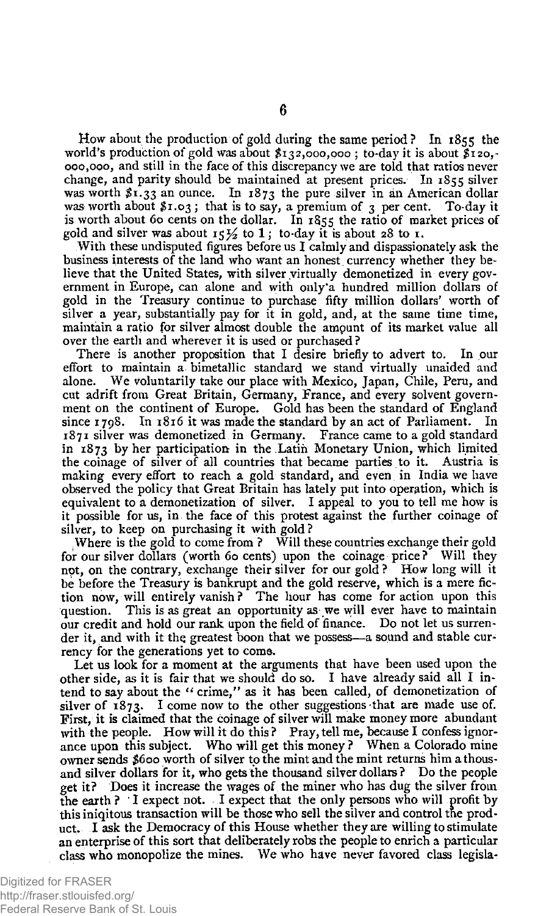How about the production of gold during the same period? In 1855 the world's production of gold was about $132,000,000; to-day it is about $120,000,000, and still in the face of this discrepancy we are told that ratios never change, and parity should be maintained at present prices. In 1855 silver was worth $1.33 an ounce. In 1873 the pure silver in an American dollar was worth about $1.03; that is to say, a premium of 3 per cent. To-day it is worth about 60 cents on the dollar. In 1855 the ratio of market prices of gold and silver was about 15½ to 1; to-day it is about 28 to 1.

With these undisputed figures before us I calmly and dispassionately ask the business interests of the land who want an honest currency whether they believe that the United States, with silver virtually demonetized in every government in Europe, can alone and with only a hundred million dollars of gold in the Treasury continue to purchase fifty million dollars' worth of silver a year, substantially pay for it in gold, and, at the same time time, maintain a ratio for silver almost double the amount of its market value all over the earth and wherever it is used or purchased?

There is another proposition that I desire briefly to advert to. In our effort to maintain a bimetallic standard we stand virtually unaided and alone. We voluntarily take our place with Mexico, Japan, Chile, Peru, and cut adrift from Great Britain, Germany, France, and every solvent government on the continent of Europe. Gold has been the standard of England since 1798. In 1816 it was made the standard by an act of Parliament. In 1871 silver was demonetized in Germany. France came to a gold standard in 1873 by her participation in the Latin Monetary Union, which limited the coinage of silver of all countries that became parties to it. Austria is making every effort to reach a gold standard, and even in India we have observed the policy that Great Britain has lately put into operation, which is equivalent to a demonetization of silver. I appeal to you to tell me how is it possible for us, in the face of this protest against the further coinage of silver, to keep on purchasing it with gold?

Where is the gold to come from? Will these countries exchange their gold for our silver dollars (worth 60 cents) upon the coinage price? Will they not, on the contrary, exchange their silver for our gold? How long will it be before the Treasury is bankrupt and the gold reserve, which is a mere fiction now, will entirely vanish? The hour has come for action upon this question. This is as great an opportunity as we will ever have to maintain our credit and hold our rank upon the field of finance. Do not let us surrender it, and with it the greatest boon that we possess—a sound and stable currency for the generations yet to come.

Let us look for a moment at the arguments that have been used upon the other side, as it is fair that we should do so. I have already said all I intend to say about the "crime," as it has been called, of demonetization of silver of 1873. I come now to the other suggestions that are made use of. First, it is claimed that the coinage of silver will make money more abundant with the people. How will it do this? Pray, tell me, because I confess ignorance upon this subject. Who will get this money? When a Colorado mine owner sends $600 worth of silver to the mint and the mint returns him a thousand silver dollars for it, who gets the thousand silver dollars? Do the people get it? Does it increase the wages of the miner who has dug the silver from the earth? I expect not. I expect that the only persons who will profit by this iniquitous transaction will be those who sell the silver and control the product. I ask the Democracy of this House whether they are willing to stimulate an enterprise of this sort that deliberately robs the people to enrich a particular class who monopolize the mines. We who have never favored class legisla-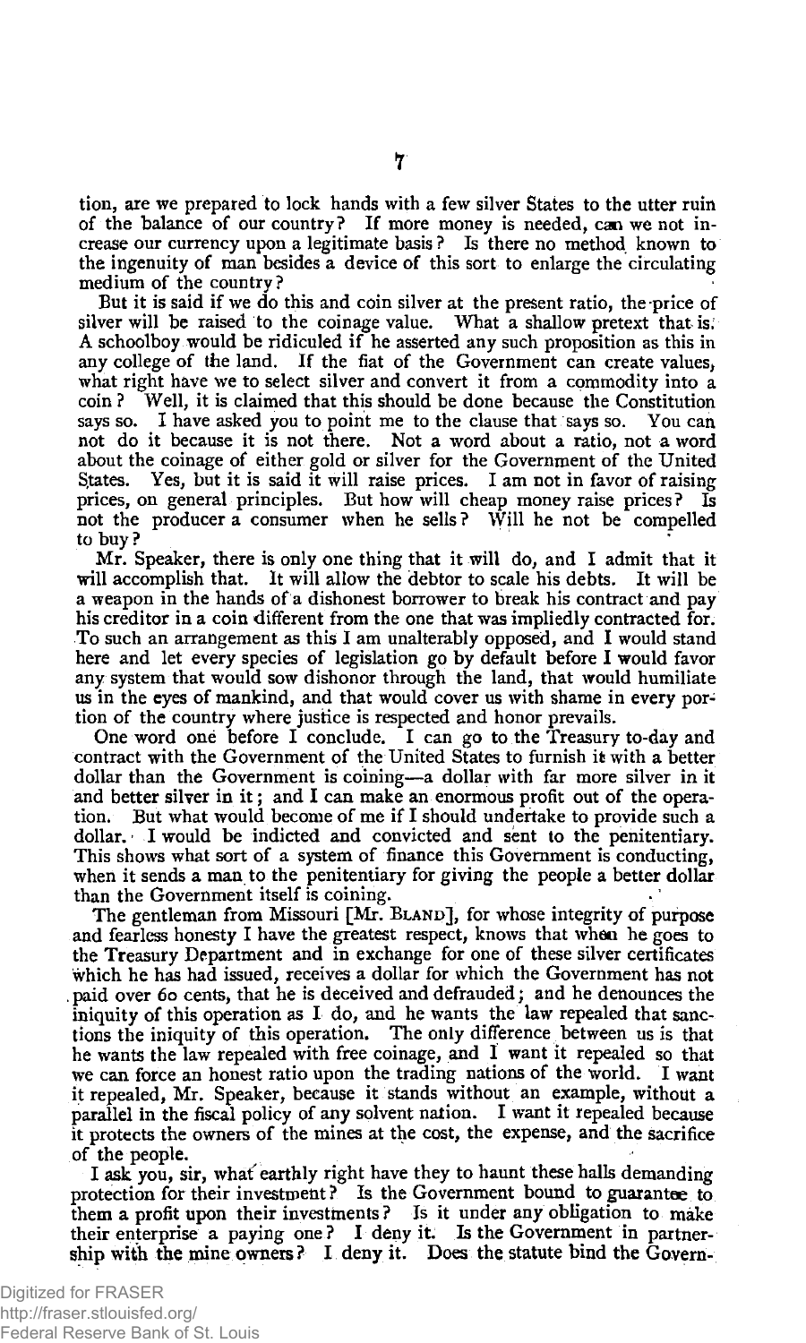tion, are we prepared to lock hands with a few silver States to the utter ruin of the balance of our country? If more money is needed, can we not increase our currency upon a legitimate basis? Is there no method known to the ingenuity of man besides a device of this sort to enlarge the circulating medium of the country?

But it is said if we do this and coin silver at the present ratio, the price of silver will be raised to the coinage value. What a shallow pretext that is. A schoolboy would be ridiculed if he asserted any such proposition as this in any college of the land. If the fiat of the Government can create values, what right have we to select silver and convert it from a commodity into a coin? Well, it is claimed that this should be done because the Constitution says so. I have asked you to point me to the clause that says so. You can not do it because it is not there. Not a word about a ratio, not a word about the coinage of either gold or silver for the Government of the United States. Yes, but it is said it will raise prices. I am not in favor of raising prices, on general principles. But how will cheap money raise prices? Is not the producer a consumer when he sells? Will he not be compelled to buy?

Mr. Speaker, there is only one thing that it will do, and I admit that it will accomplish that. It will allow the debtor to scale his debts. It will be a weapon in the hands of a dishonest borrower to break his contract and pay his creditor in a coin different from the one that was impliedly contracted for. To such an arrangement as this I am unalterably opposed, and I would stand here and let every species of legislation go by default before I would favor any system that would sow dishonor through the land, that would humiliate us in the eyes of mankind, and that would cover us with shame in every portion of the country where justice is respected and honor prevails.

One word one before I conclude. I can go to the Treasury to-day and contract with the Government of the United States to furnish it with a better dollar than the Government is coining—a dollar with far more silver in it and better silver in it; and I can make an enormous profit out of the operation. But what would become of me if I should undertake to provide such a dollar. I would be indicted and convicted and sent to the penitentiary. This shows what sort of a system of finance this Government is conducting, when it sends a man to the penitentiary for giving the people a better dollar than the Government itself is coining.

The gentleman from Missouri [Mr. BLAND], for whose integrity of purpose and fearless honesty I have the greatest respect, knows that when he goes to the Treasury Department and in exchange for one of these silver certificates which he has had issued, receives a dollar for which the Government has not paid over 60 cents, that he is deceived and defrauded; and he denounces the iniquity of this operation as I do, and he wants the law repealed that sanctions the iniquity of this operation. The only difference between us is that he wants the law repealed with free coinage, and I want it repealed so that we can force an honest ratio upon the trading nations of the world. I want it repealed, Mr. Speaker, because it stands without an example, without a parallel in the fiscal policy of any solvent nation. I want it repealed because it protects the owners of the mines at the cost, the expense, and the sacrifice of the people.

I ask you, sir, what earthly right have they to haunt these halls demanding protection for their investment? Is the Government bound to guarantee to them a profit upon their investments? Is it under any obligation to make their enterprise a paying one? I deny it. Is the Government in partnership with the mine owners? I deny it. Does the statute bind the Govern-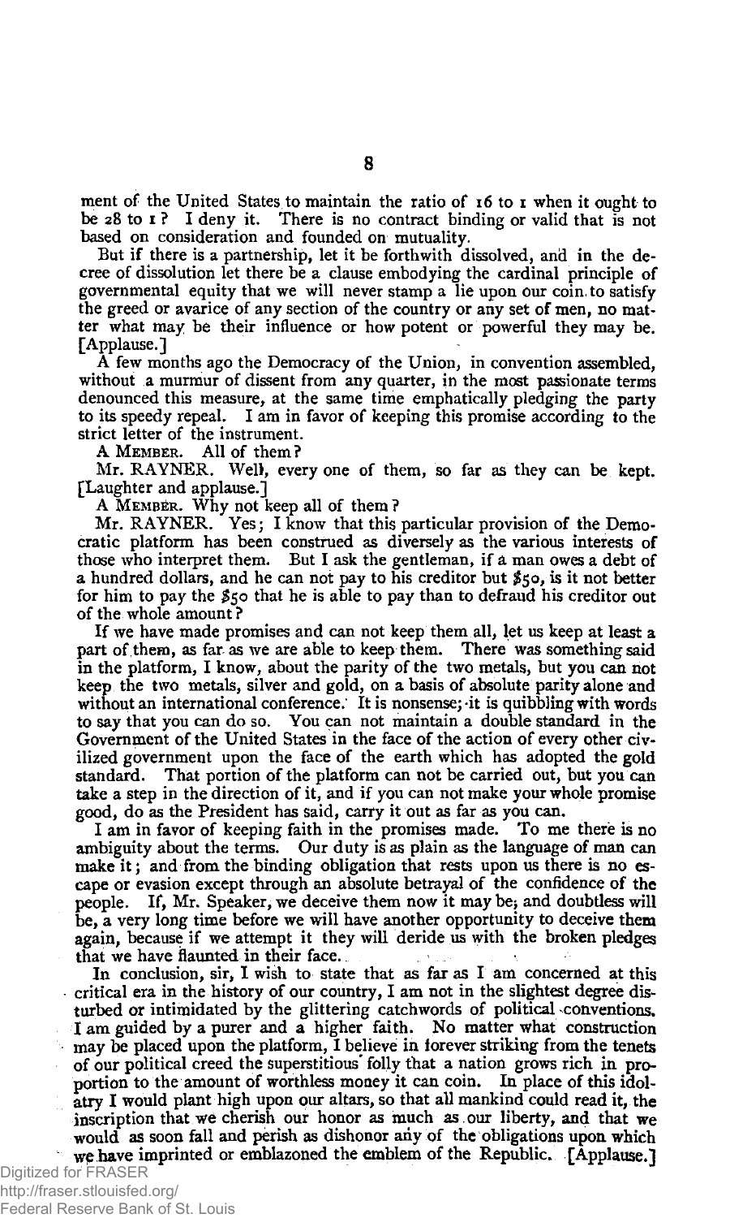ment of the United States to maintain the ratio of 16 to 1 when it ought to be 28 to 1? I deny it. There is no contract binding or valid that is not based on consideration and founded on mutuality.

But if there is a partnership, let it be forthwith dissolved, and in the decree of dissolution let there be a clause embodying the cardinal principle of governmental equity that we will never stamp a lie upon our coin to satisfy the greed or avarice of any section of the country or any set of men, no matter what may be their influence or how potent or powerful they may be. [Applause.]

A few months ago the Democracy of the Union, in convention assembled, without a murmur of dissent from any quarter, in the most passionate terms denounced this measure, at the same time emphatically pledging the party to its speedy repeal. I am in favor of keeping this promise according to the strict letter of the instrument.

A MEMBER. All of them?

Mr. RAYNER. Well, every one of them, so far as they can be kept. [Laughter and applause.]

A MEMBER. Why not keep all of them?

Mr. RAYNER. Yes; I know that this particular provision of the Democratic platform has been construed as diversely as the various interests of those who interpret them. But I ask the gentleman, if a man owes a debt of a hundred dollars, and he can not pay to his creditor but $50, is it not better for him to pay the $50 that he is able to pay than to defraud his creditor out of the whole amount?

If we have made promises and can not keep them all, let us keep at least a part of them, as far as we are able to keep them. There was something said in the platform, I know, about the parity of the two metals, but you can not keep the two metals, silver and gold, on a basis of absolute parity alone and without an international conference. It is nonsense; it is quibbling with words to say that you can do so. You can not maintain a double standard in the Government of the United States in the face of the action of every other civilized government upon the face of the earth which has adopted the gold standard. That portion of the platform can not be carried out, but you can take a step in the direction of it, and if you can not make your whole promise good, do as the President has said, carry it out as far as you can.

I am in favor of keeping faith in the promises made. To me there is no ambiguity about the terms. Our duty is as plain as the language of man can make it; and from the binding obligation that rests upon us there is no escape or evasion except through an absolute betrayal of the confidence of the people. If, Mr. Speaker, we deceive them now it may be, and doubtless will be, a very long time before we will have another opportunity to deceive them again, because if we attempt it they will deride us with the broken pledges that we have flaunted in their face.

In conclusion, sir, I wish to state that as far as I am concerned at this critical era in the history of our country, I am not in the slightest degree disturbed or intimidated by the glittering catchwords of political conventions. I am guided by a purer and a higher faith. No matter what construction may be placed upon the platform, I believe in forever striking from the tenets of our political creed the superstitious folly that a nation grows rich in proportion to the amount of worthless money it can coin. In place of this idolatry I would plant high upon our altars, so that all mankind could read it, the inscription that we cherish our honor as much as our liberty, and that we would as soon fall and perish as dishonor any of the obligations upon which we have imprinted or emblazoned the emblem of the Republic. [Applause.]